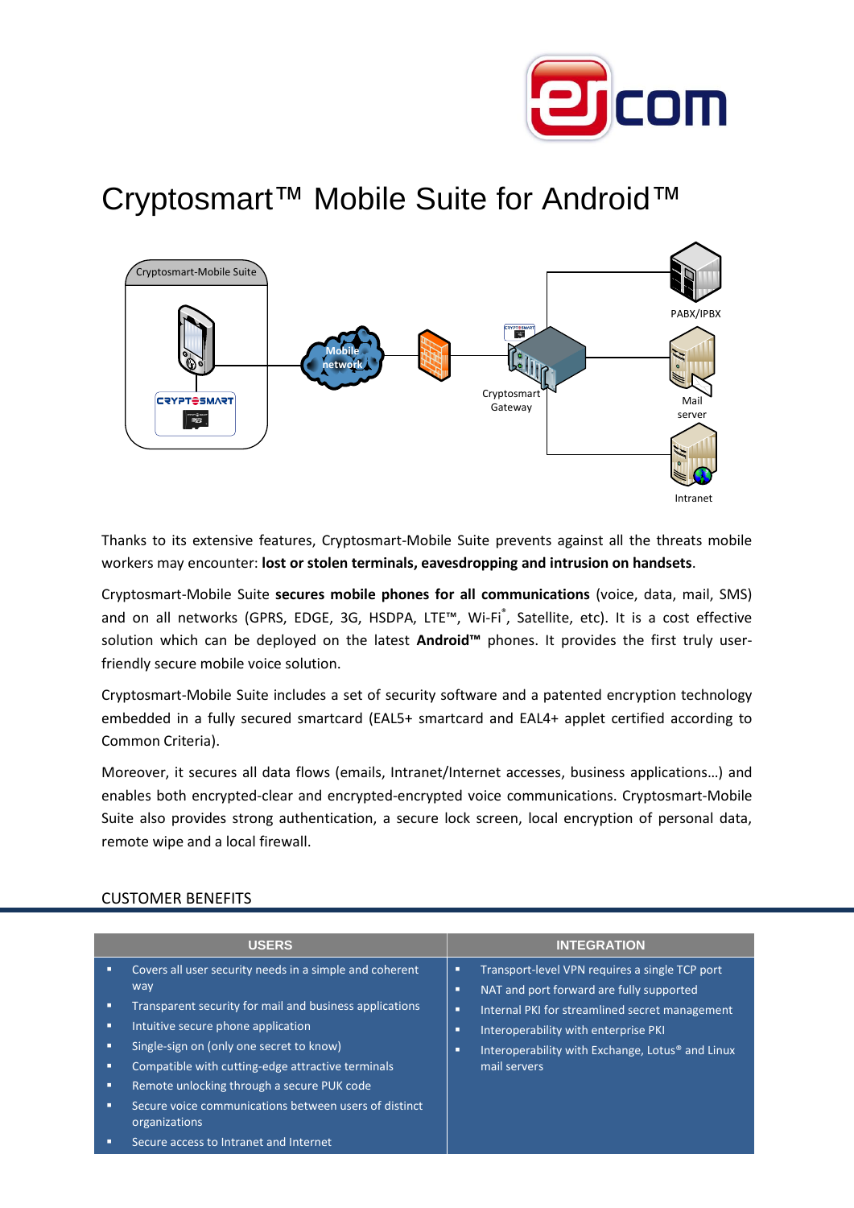# Cryptosmart™ Mobile Suite for Android™

Thanks to its extensive features, Cryptosmart-Mobile Suite prevents against all the threats mobile workers may encounter: **lost or stolen terminals, eavesdropping and intrusion on handsets**.

Cryptosmart-Mobile Suite **secures mobile phones for all communications** (voice, data, mail, SMS) and on all networks (GPRS, EDGE, 3G, HSDPA, LTE™, Wi-Fi®, Satellite, etc). It is a cost effective solution which can be deployed on the latest **Android™** phones. It provides the first truly user-friendly secure mobile voice solution.

Cryptosmart-Mobile Suite includes a set of security software and a patented encryption technology embedded in a fully secured smartcard (EAL5+ smartcard and EAL4+ applet certified according to Common Criteria).

Moreover, it secures all data flows (emails, Intranet/Internet accesses, business applications…) and enables both encrypted-clear and encrypted-encrypted voice communications. Cryptosmart-Mobile Suite also provides strong authentication, a secure lock screen, local encryption of personal data, remote wipe and a local firewall.

## CUSTOMER BENEFITS

| USERS | INTEGRATION |
|---|---|
| ▪ Covers all user security needs in a simple and coherent way<br>▪ Transparent security for mail and business applications<br>▪ Intuitive secure phone application<br>▪ Single-sign on (only one secret to know)<br>▪ Compatible with cutting-edge attractive terminals<br>▪ Remote unlocking through a secure PUK code<br>▪ Secure voice communications between users of distinct organizations<br>▪ Secure access to Intranet and Internet | ▪ Transport-level VPN requires a single TCP port<br>▪ NAT and port forward are fully supported<br>▪ Internal PKI for streamlined secret management<br>▪ Interoperability with enterprise PKI<br>▪ Interoperability with Exchange, Lotus® and Linux mail servers |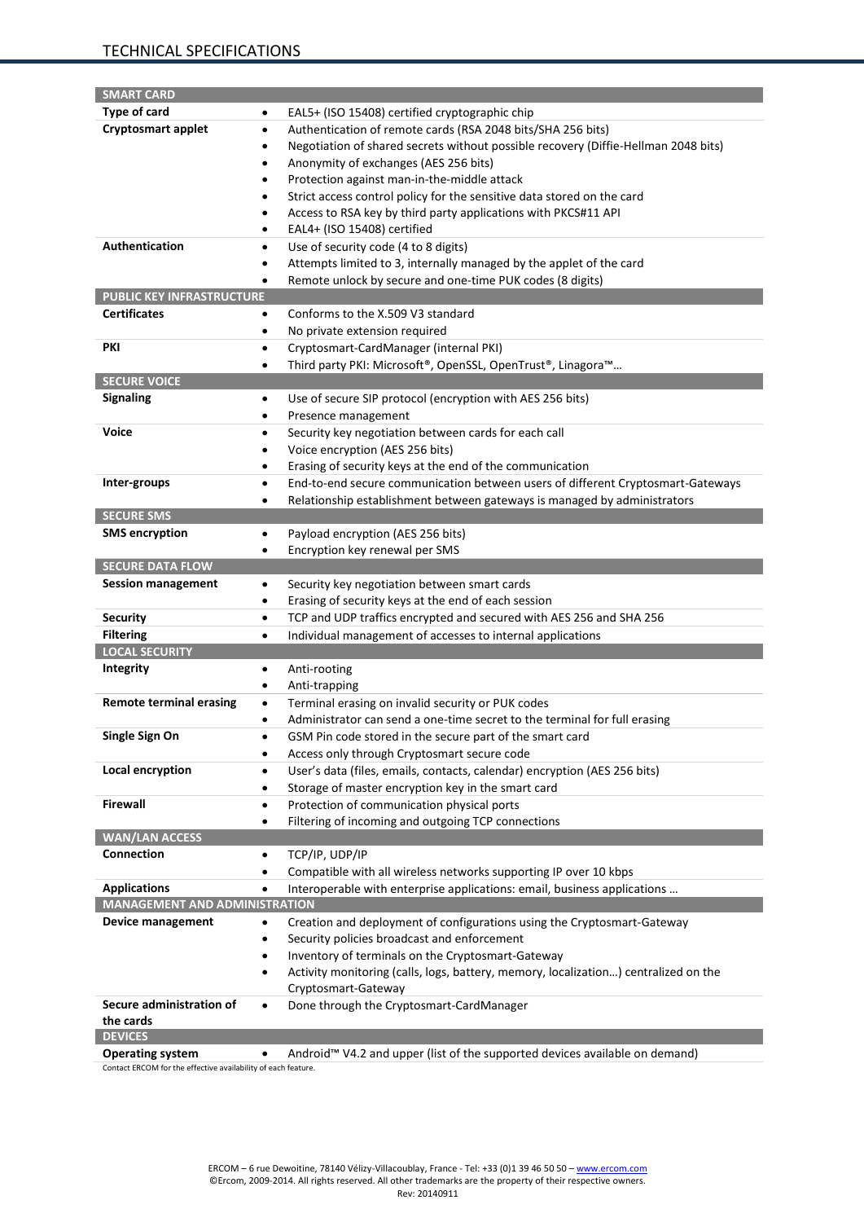# TECHNICAL SPECIFICATIONS

| | |
|---|---|
| **SMART CARD** | |
| **Type of card** | • EAL5+ (ISO 15408) certified cryptographic chip |
| **Cryptosmart applet** | • Authentication of remote cards (RSA 2048 bits/SHA 256 bits)<br>• Negotiation of shared secrets without possible recovery (Diffie-Hellman 2048 bits)<br>• Anonymity of exchanges (AES 256 bits)<br>• Protection against man-in-the-middle attack<br>• Strict access control policy for the sensitive data stored on the card<br>• Access to RSA key by third party applications with PKCS#11 API<br>• EAL4+ (ISO 15408) certified |
| **Authentication** | • Use of security code (4 to 8 digits)<br>• Attempts limited to 3, internally managed by the applet of the card<br>• Remote unlock by secure and one-time PUK codes (8 digits) |
| **PUBLIC KEY INFRASTRUCTURE** | |
| **Certificates** | • Conforms to the X.509 V3 standard<br>• No private extension required |
| **PKI** | • Cryptosmart-CardManager (internal PKI)<br>• Third party PKI: Microsoft®, OpenSSL, OpenTrust®, Linagora™… |
| **SECURE VOICE** | |
| **Signaling** | • Use of secure SIP protocol (encryption with AES 256 bits)<br>• Presence management |
| **Voice** | • Security key negotiation between cards for each call<br>• Voice encryption (AES 256 bits)<br>• Erasing of security keys at the end of the communication |
| **Inter-groups** | • End-to-end secure communication between users of different Cryptosmart-Gateways<br>• Relationship establishment between gateways is managed by administrators |
| **SECURE SMS** | |
| **SMS encryption** | • Payload encryption (AES 256 bits)<br>• Encryption key renewal per SMS |
| **SECURE DATA FLOW** | |
| **Session management** | • Security key negotiation between smart cards<br>• Erasing of security keys at the end of each session |
| **Security** | • TCP and UDP traffics encrypted and secured with AES 256 and SHA 256 |
| **Filtering** | • Individual management of accesses to internal applications |
| **LOCAL SECURITY** | |
| **Integrity** | • Anti-rooting<br>• Anti-trapping |
| **Remote terminal erasing** | • Terminal erasing on invalid security or PUK codes<br>• Administrator can send a one-time secret to the terminal for full erasing |
| **Single Sign On** | • GSM Pin code stored in the secure part of the smart card<br>• Access only through Cryptosmart secure code |
| **Local encryption** | • User's data (files, emails, contacts, calendar) encryption (AES 256 bits)<br>• Storage of master encryption key in the smart card |
| **Firewall** | • Protection of communication physical ports<br>• Filtering of incoming and outgoing TCP connections |
| **WAN/LAN ACCESS** | |
| **Connection** | • TCP/IP, UDP/IP<br>• Compatible with all wireless networks supporting IP over 10 kbps |
| **Applications** | • Interoperable with enterprise applications: email, business applications … |
| **MANAGEMENT AND ADMINISTRATION** | |
| **Device management** | • Creation and deployment of configurations using the Cryptosmart-Gateway<br>• Security policies broadcast and enforcement<br>• Inventory of terminals on the Cryptosmart-Gateway<br>• Activity monitoring (calls, logs, battery, memory, localization…) centralized on the Cryptosmart-Gateway |
| **Secure administration of the cards** | • Done through the Cryptosmart-CardManager |
| **DEVICES** | |
| **Operating system** | • Android™ V4.2 and upper (list of the supported devices available on demand) |

Contact ERCOM for the effective availability of each feature.

ERCOM – 6 rue Dewoitine, 78140 Vélizy-Villacoublay, France - Tel: +33 (0)1 39 46 50 50 – www.ercom.com
©Ercom, 2009-2014. All rights reserved. All other trademarks are the property of their respective owners.
Rev: 20140911